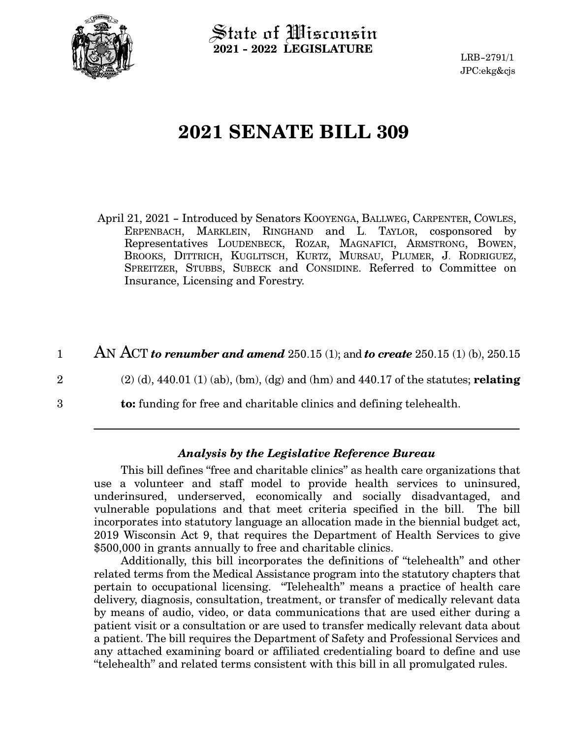State of Wisconsin
**2021 - 2022 LEGISLATURE**

LRB-2791/1
JPC:ekg&cjs

# 2021 SENATE BILL 309

April 21, 2021 - Introduced by Senators KOOYENGA, BALLWEG, CARPENTER, COWLES, ERPENBACH, MARKLEIN, RINGHAND and L. TAYLOR, cosponsored by Representatives LOUDENBECK, ROZAR, MAGNAFICI, ARMSTRONG, BOWEN, BROOKS, DITTRICH, KUGLITSCH, KURTZ, MURSAU, PLUMER, J. RODRIGUEZ, SPREITZER, STUBBS, SUBECK and CONSIDINE. Referred to Committee on Insurance, Licensing and Forestry.

1 AN ACT ***to renumber and amend*** 250.15 (1); and ***to create*** 250.15 (1) (b), 250.15
2 (2) (d), 440.01 (1) (ab), (bm), (dg) and (hm) and 440.17 of the statutes; **relating**
3 **to:** funding for free and charitable clinics and defining telehealth.

---

### *Analysis by the Legislative Reference Bureau*

This bill defines "free and charitable clinics" as health care organizations that use a volunteer and staff model to provide health services to uninsured, underinsured, underserved, economically and socially disadvantaged, and vulnerable populations and that meet criteria specified in the bill. The bill incorporates into statutory language an allocation made in the biennial budget act, 2019 Wisconsin Act 9, that requires the Department of Health Services to give $500,000 in grants annually to free and charitable clinics.

Additionally, this bill incorporates the definitions of "telehealth" and other related terms from the Medical Assistance program into the statutory chapters that pertain to occupational licensing. "Telehealth" means a practice of health care delivery, diagnosis, consultation, treatment, or transfer of medically relevant data by means of audio, video, or data communications that are used either during a patient visit or a consultation or are used to transfer medically relevant data about a patient. The bill requires the Department of Safety and Professional Services and any attached examining board or affiliated credentialing board to define and use "telehealth" and related terms consistent with this bill in all promulgated rules.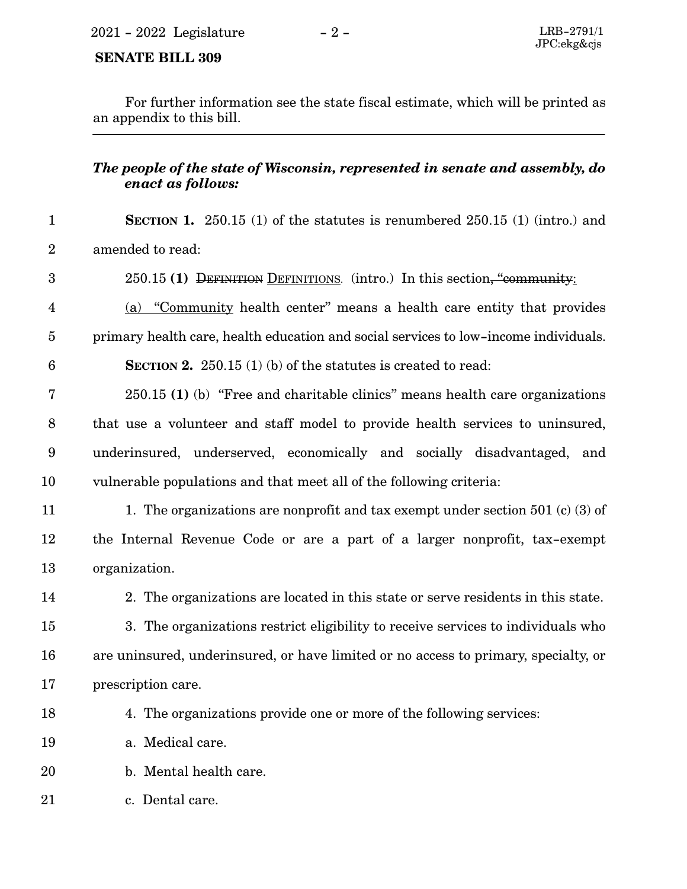For further information see the state fiscal estimate, which will be printed as an appendix to this bill.

---

***The people of the state of Wisconsin, represented in senate and assembly, do enact as follows:***

**SECTION 1.** 250.15 (1) of the statutes is renumbered 250.15 (1) (intro.) and amended to read:

250.15 **(1)** ~~DEFINITION~~ DEFINITIONS. (intro.) In this section~~, "community~~:

(a) "Community health center" means a health care entity that provides primary health care, health education and social services to low-income individuals.

**SECTION 2.** 250.15 (1) (b) of the statutes is created to read:

250.15 **(1)** (b) "Free and charitable clinics" means health care organizations that use a volunteer and staff model to provide health services to uninsured, underinsured, underserved, economically and socially disadvantaged, and vulnerable populations and that meet all of the following criteria:

1. The organizations are nonprofit and tax exempt under section 501 (c) (3) of the Internal Revenue Code or are a part of a larger nonprofit, tax-exempt organization.

2. The organizations are located in this state or serve residents in this state.

3. The organizations restrict eligibility to receive services to individuals who are uninsured, underinsured, or have limited or no access to primary, specialty, or prescription care.

4. The organizations provide one or more of the following services:

a. Medical care.

b. Mental health care.

c. Dental care.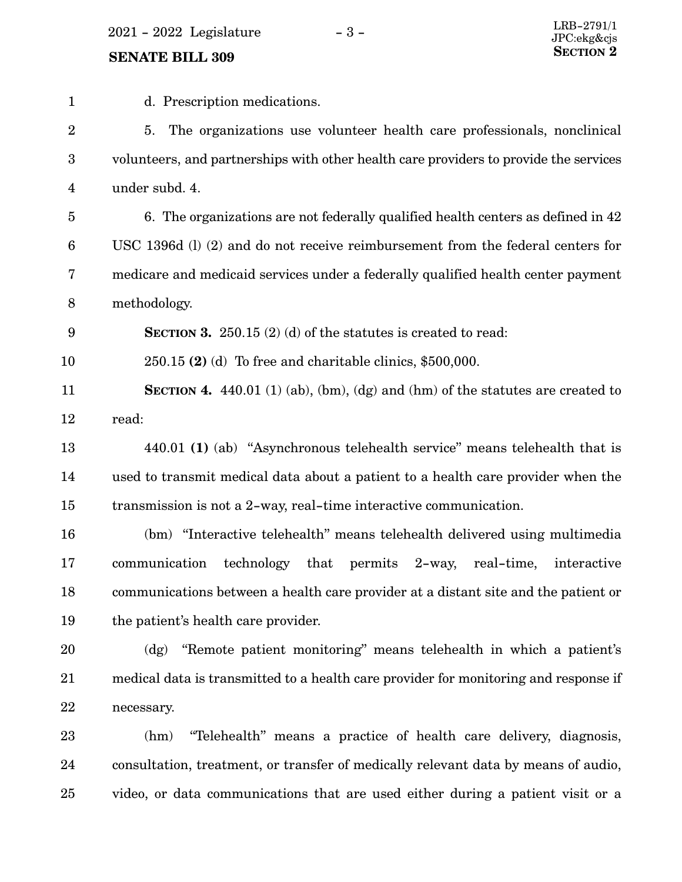d. Prescription medications.

5. The organizations use volunteer health care professionals, nonclinical volunteers, and partnerships with other health care providers to provide the services under subd. 4.

6. The organizations are not federally qualified health centers as defined in 42 USC 1396d (l) (2) and do not receive reimbursement from the federal centers for medicare and medicaid services under a federally qualified health center payment methodology.

**SECTION 3.** 250.15 (2) (d) of the statutes is created to read:

250.15 **(2)** (d) To free and charitable clinics, $500,000.

**SECTION 4.** 440.01 (1) (ab), (bm), (dg) and (hm) of the statutes are created to read:

440.01 **(1)** (ab) "Asynchronous telehealth service" means telehealth that is used to transmit medical data about a patient to a health care provider when the transmission is not a 2-way, real-time interactive communication.

(bm) "Interactive telehealth" means telehealth delivered using multimedia communication technology that permits 2-way, real-time, interactive communications between a health care provider at a distant site and the patient or the patient's health care provider.

(dg) "Remote patient monitoring" means telehealth in which a patient's medical data is transmitted to a health care provider for monitoring and response if necessary.

(hm) "Telehealth" means a practice of health care delivery, diagnosis, consultation, treatment, or transfer of medically relevant data by means of audio, video, or data communications that are used either during a patient visit or a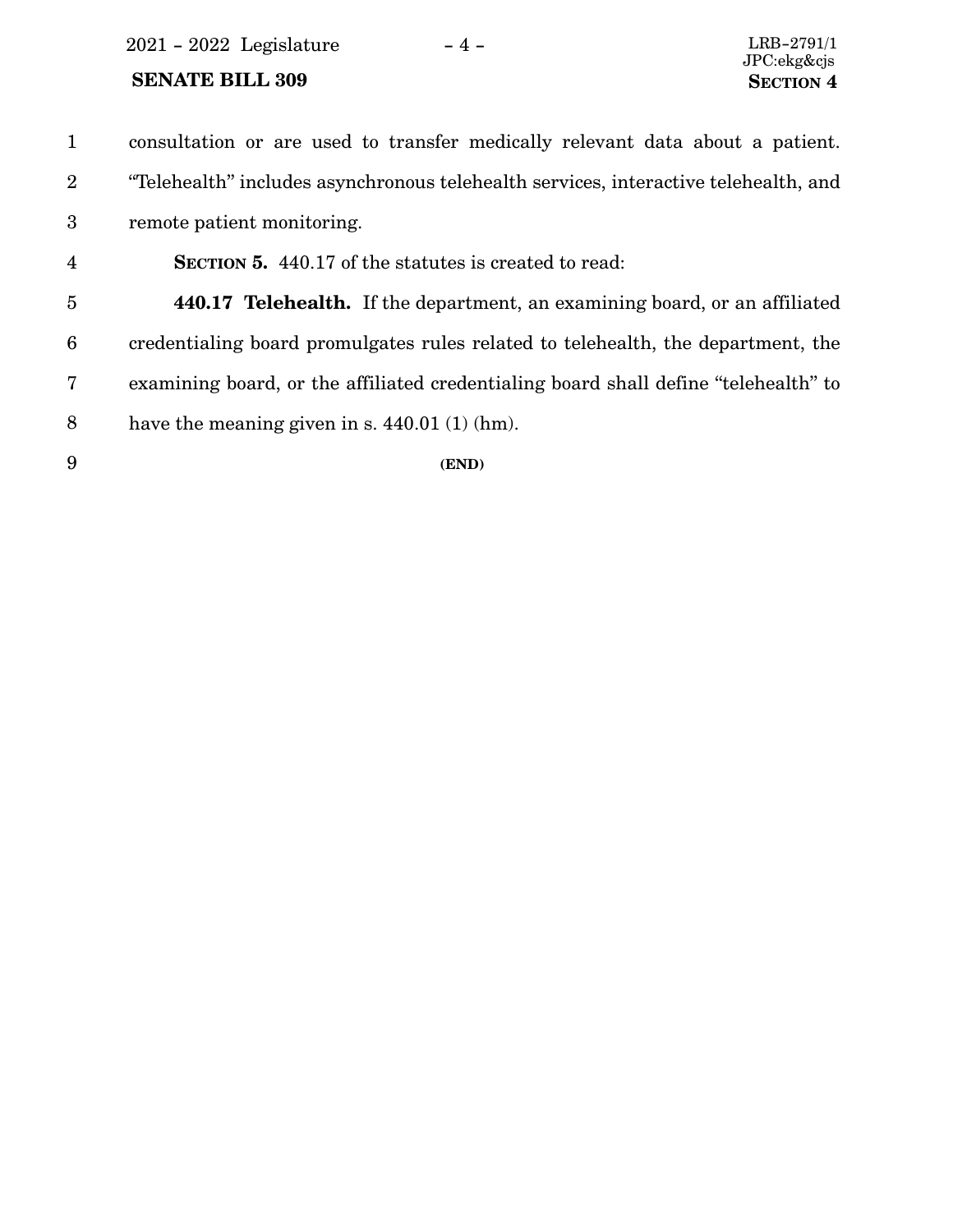consultation or are used to transfer medically relevant data about a patient. "Telehealth" includes asynchronous telehealth services, interactive telehealth, and remote patient monitoring.

**SECTION 5.** 440.17 of the statutes is created to read:

**440.17 Telehealth.** If the department, an examining board, or an affiliated credentialing board promulgates rules related to telehealth, the department, the examining board, or the affiliated credentialing board shall define "telehealth" to have the meaning given in s. 440.01 (1) (hm).

**(END)**